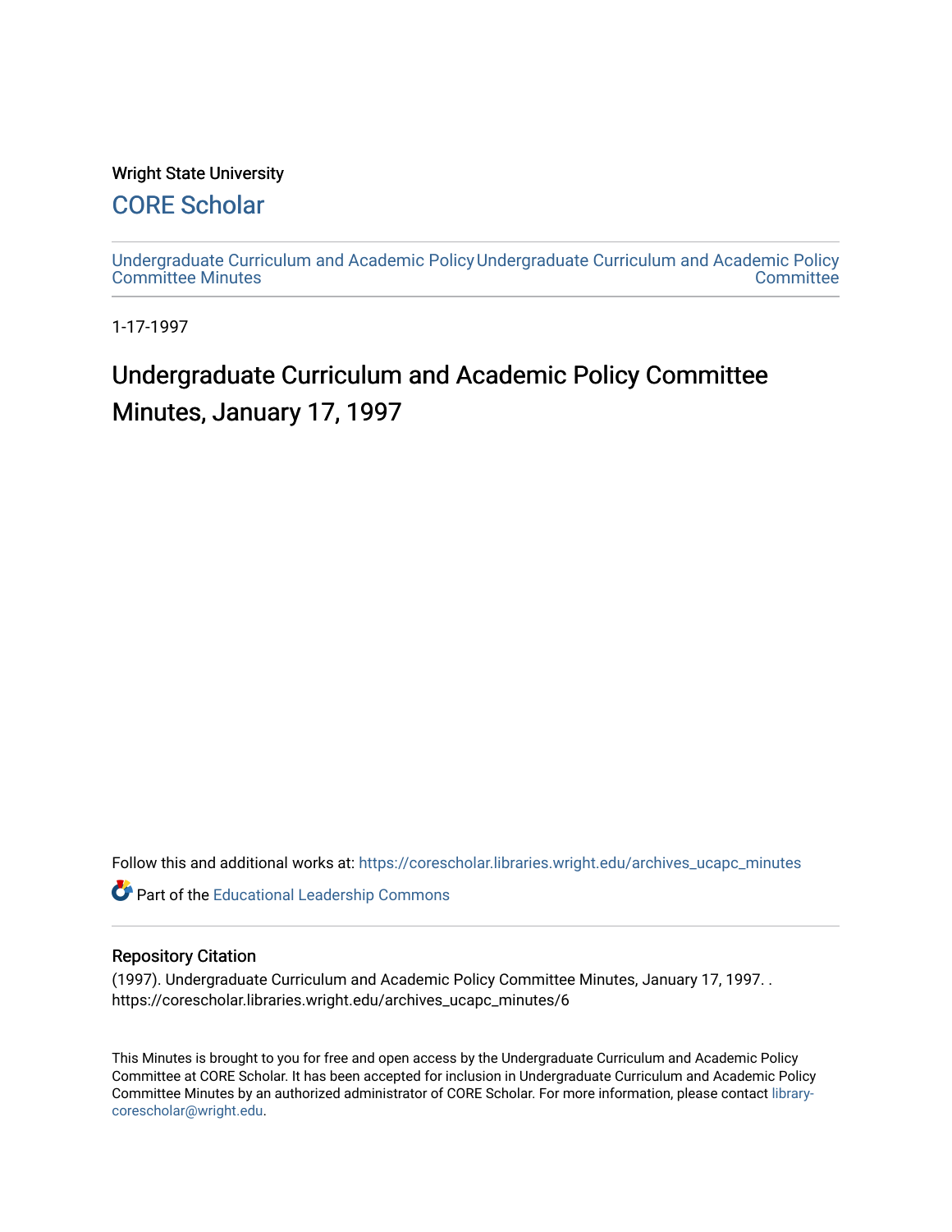Wright State University

## CORE Scholar

Undergraduate Curriculum and Academic Policy Committee Minutes

Undergraduate Curriculum and Academic Policy Committee

1-17-1997

# Undergraduate Curriculum and Academic Policy Committee Minutes, January 17, 1997

Follow this and additional works at: https://corescholar.libraries.wright.edu/archives_ucapc_minutes

Part of the Educational Leadership Commons

### Repository Citation

(1997). Undergraduate Curriculum and Academic Policy Committee Minutes, January 17, 1997. . https://corescholar.libraries.wright.edu/archives_ucapc_minutes/6

This Minutes is brought to you for free and open access by the Undergraduate Curriculum and Academic Policy Committee at CORE Scholar. It has been accepted for inclusion in Undergraduate Curriculum and Academic Policy Committee Minutes by an authorized administrator of CORE Scholar. For more information, please contact library-corescholar@wright.edu.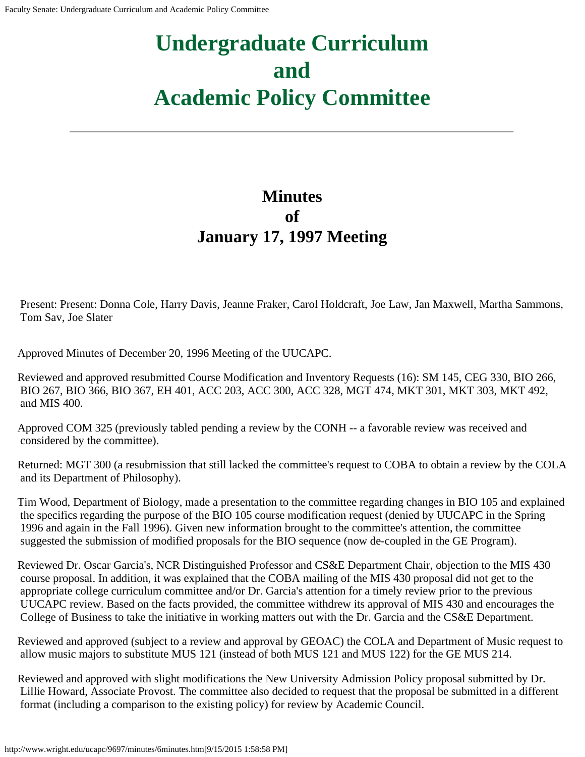# Undergraduate Curriculum and Academic Policy Committee

---

## Minutes of January 17, 1997 Meeting

Present: Present: Donna Cole, Harry Davis, Jeanne Fraker, Carol Holdcraft, Joe Law, Jan Maxwell, Martha Sammons, Tom Sav, Joe Slater

Approved Minutes of December 20, 1996 Meeting of the UUCAPC.

Reviewed and approved resubmitted Course Modification and Inventory Requests (16): SM 145, CEG 330, BIO 266, BIO 267, BIO 366, BIO 367, EH 401, ACC 203, ACC 300, ACC 328, MGT 474, MKT 301, MKT 303, MKT 492, and MIS 400.

Approved COM 325 (previously tabled pending a review by the CONH -- a favorable review was received and considered by the committee).

Returned: MGT 300 (a resubmission that still lacked the committee's request to COBA to obtain a review by the COLA and its Department of Philosophy).

Tim Wood, Department of Biology, made a presentation to the committee regarding changes in BIO 105 and explained the specifics regarding the purpose of the BIO 105 course modification request (denied by UUCAPC in the Spring 1996 and again in the Fall 1996). Given new information brought to the committee's attention, the committee suggested the submission of modified proposals for the BIO sequence (now de-coupled in the GE Program).

Reviewed Dr. Oscar Garcia's, NCR Distinguished Professor and CS&E Department Chair, objection to the MIS 430 course proposal. In addition, it was explained that the COBA mailing of the MIS 430 proposal did not get to the appropriate college curriculum committee and/or Dr. Garcia's attention for a timely review prior to the previous UUCAPC review. Based on the facts provided, the committee withdrew its approval of MIS 430 and encourages the College of Business to take the initiative in working matters out with the Dr. Garcia and the CS&E Department.

Reviewed and approved (subject to a review and approval by GEOAC) the COLA and Department of Music request to allow music majors to substitute MUS 121 (instead of both MUS 121 and MUS 122) for the GE MUS 214.

Reviewed and approved with slight modifications the New University Admission Policy proposal submitted by Dr. Lillie Howard, Associate Provost. The committee also decided to request that the proposal be submitted in a different format (including a comparison to the existing policy) for review by Academic Council.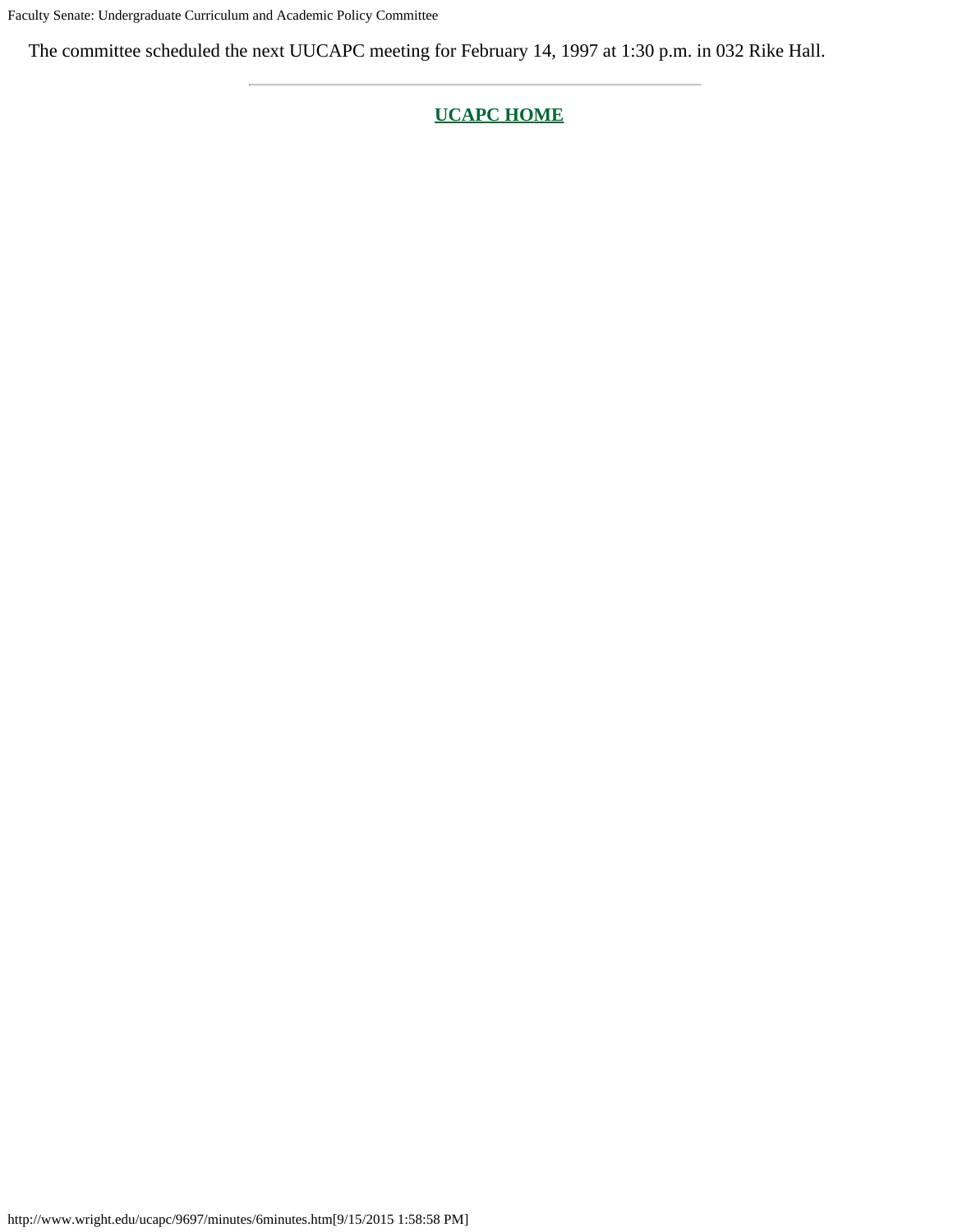The committee scheduled the next UUCAPC meeting for February 14, 1997 at 1:30 p.m. in 032 Rike Hall.

---

**UCAPC HOME**